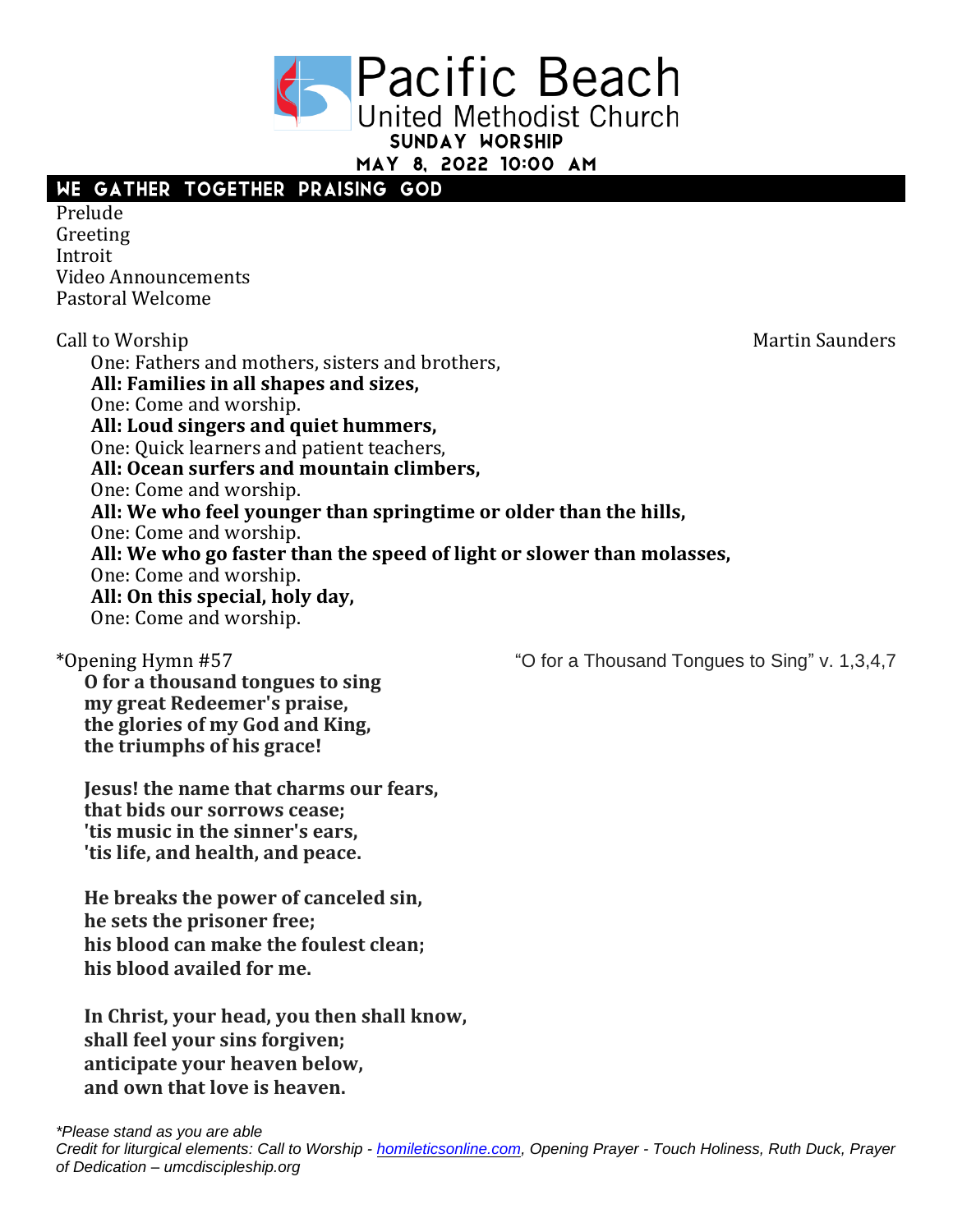# Pacific Beach United Methodist Church

## Sunday Worship

## May 8, 2022 10:00 AM

## We Gather Together Praising God

Prelude
Greeting
Introit
Video Announcements
Pastoral Welcome

Call to Worship — Martin Saunders

One: Fathers and mothers, sisters and brothers,
**All: Families in all shapes and sizes,**
One: Come and worship.
**All: Loud singers and quiet hummers,**
One: Quick learners and patient teachers,
**All: Ocean surfers and mountain climbers,**
One: Come and worship.
**All: We who feel younger than springtime or older than the hills,**
One: Come and worship.
**All: We who go faster than the speed of light or slower than molasses,**
One: Come and worship.
**All: On this special, holy day,**
One: Come and worship.

*Opening Hymn #57 — "O for a Thousand Tongues to Sing" v. 1,3,4,7

**O for a thousand tongues to sing**
**my great Redeemer's praise,**
**the glories of my God and King,**
**the triumphs of his grace!**

**Jesus! the name that charms our fears,**
**that bids our sorrows cease;**
**'tis music in the sinner's ears,**
**'tis life, and health, and peace.**

**He breaks the power of canceled sin,**
**he sets the prisoner free;**
**his blood can make the foulest clean;**
**his blood availed for me.**

**In Christ, your head, you then shall know,**
**shall feel your sins forgiven;**
**anticipate your heaven below,**
**and own that love is heaven.**

*\*Please stand as you are able*
*Credit for liturgical elements: Call to Worship - homileticsonline.com, Opening Prayer - Touch Holiness, Ruth Duck, Prayer of Dedication – umcdiscipleship.org*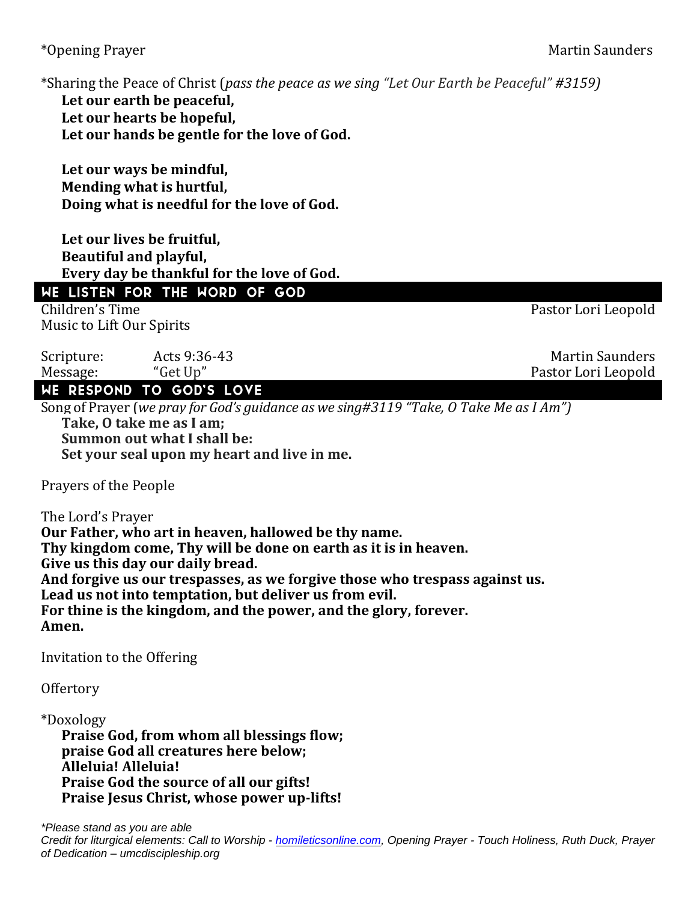*Opening Prayer Martin Saunders

*Sharing the Peace of Christ (*pass the peace as we sing "Let Our Earth be Peaceful" #3159)*

**Let our earth be peaceful,**
**Let our hearts be hopeful,**
**Let our hands be gentle for the love of God.**

**Let our ways be mindful,**
**Mending what is hurtful,**
**Doing what is needful for the love of God.**

**Let our lives be fruitful,**
**Beautiful and playful,**
**Every day be thankful for the love of God.**

## WE LISTEN FOR THE WORD OF GOD

Children's Time Pastor Lori Leopold

Music to Lift Our Spirits

Scripture: Acts 9:36-43 Martin Saunders

Message: "Get Up" Pastor Lori Leopold

## WE RESPOND TO GOD'S LOVE

Song of Prayer (*we pray for God's guidance as we sing#3119 "Take, O Take Me as I Am")*

**Take, O take me as I am;**
**Summon out what I shall be:**
**Set your seal upon my heart and live in me.**

Prayers of the People

The Lord's Prayer

**Our Father, who art in heaven, hallowed be thy name.**
**Thy kingdom come, Thy will be done on earth as it is in heaven.**
**Give us this day our daily bread.**
**And forgive us our trespasses, as we forgive those who trespass against us.**
**Lead us not into temptation, but deliver us from evil.**
**For thine is the kingdom, and the power, and the glory, forever.**
**Amen.**

Invitation to the Offering

Offertory

*Doxology

**Praise God, from whom all blessings flow;**
**praise God all creatures here below;**
**Alleluia! Alleluia!**
**Praise God the source of all our gifts!**
**Praise Jesus Christ, whose power up-lifts!**

*\*Please stand as you are able*
*Credit for liturgical elements: Call to Worship - homileticsonline.com, Opening Prayer - Touch Holiness, Ruth Duck, Prayer of Dedication – umcdiscipleship.org*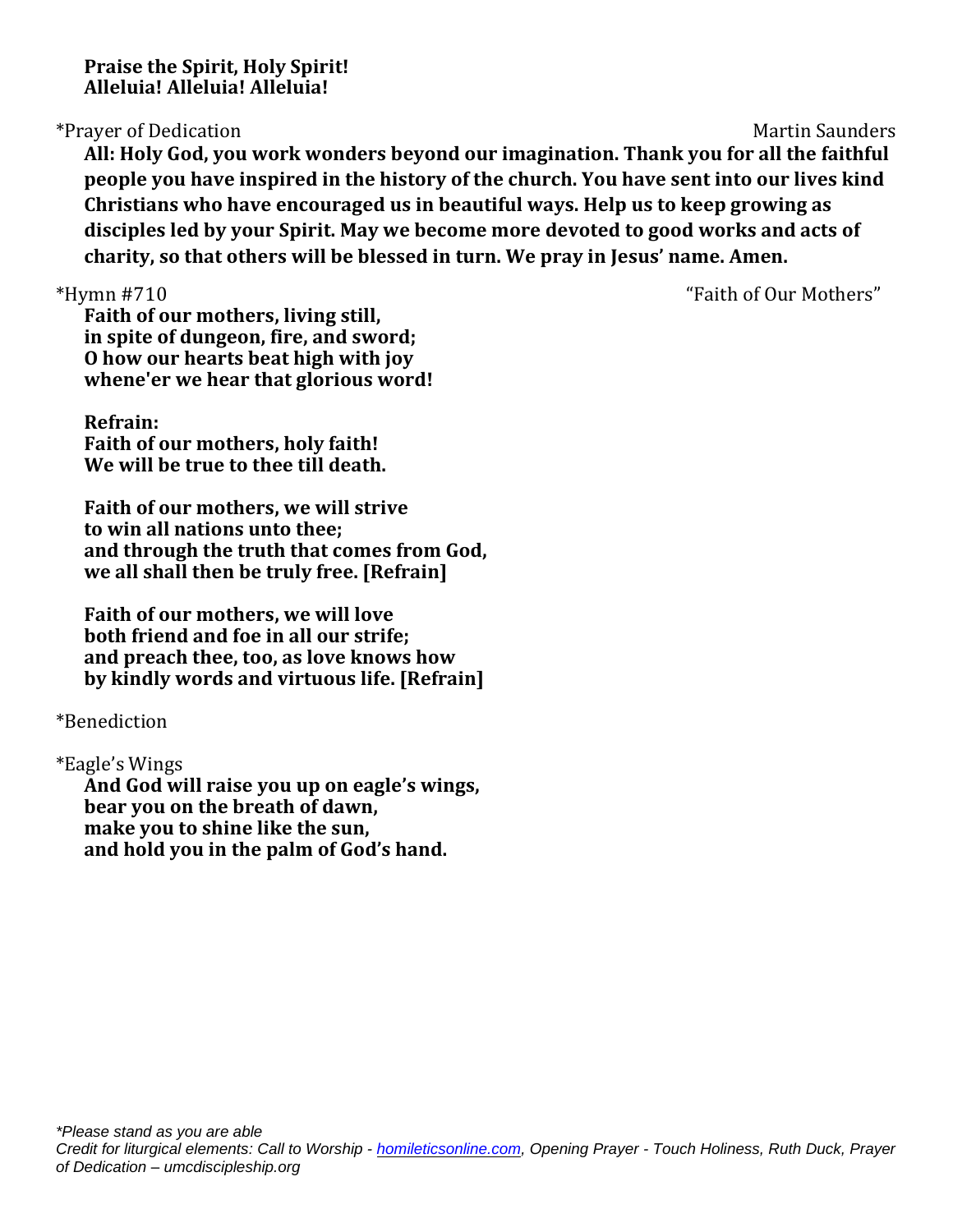**Praise the Spirit, Holy Spirit!**
**Alleluia! Alleluia! Alleluia!**

*Prayer of Dedication Martin Saunders

**All: Holy God, you work wonders beyond our imagination. Thank you for all the faithful people you have inspired in the history of the church. You have sent into our lives kind Christians who have encouraged us in beautiful ways. Help us to keep growing as disciples led by your Spirit. May we become more devoted to good works and acts of charity, so that others will be blessed in turn. We pray in Jesus' name. Amen.**

*Hymn #710 "Faith of Our Mothers"

**Faith of our mothers, living still,**
**in spite of dungeon, fire, and sword;**
**O how our hearts beat high with joy**
**whene'er we hear that glorious word!**

**Refrain:**
**Faith of our mothers, holy faith!**
**We will be true to thee till death.**

**Faith of our mothers, we will strive**
**to win all nations unto thee;**
**and through the truth that comes from God,**
**we all shall then be truly free. [Refrain]**

**Faith of our mothers, we will love**
**both friend and foe in all our strife;**
**and preach thee, too, as love knows how**
**by kindly words and virtuous life. [Refrain]**

*Benediction

*Eagle's Wings

**And God will raise you up on eagle's wings,**
**bear you on the breath of dawn,**
**make you to shine like the sun,**
**and hold you in the palm of God's hand.**

*\*Please stand as you are able*
*Credit for liturgical elements: Call to Worship - homileticsonline.com, Opening Prayer - Touch Holiness, Ruth Duck, Prayer of Dedication – umcdiscipleship.org*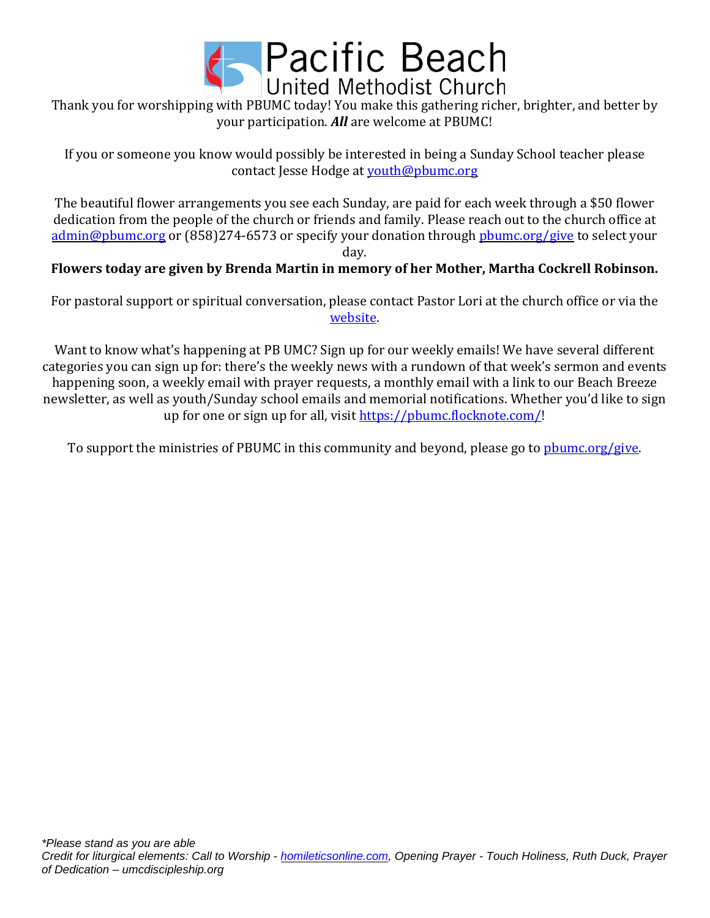# Pacific Beach United Methodist Church

Thank you for worshipping with PBUMC today! You make this gathering richer, brighter, and better by your participation. ***All*** are welcome at PBUMC!

If you or someone you know would possibly be interested in being a Sunday School teacher please contact Jesse Hodge at youth@pbumc.org

The beautiful flower arrangements you see each Sunday, are paid for each week through a $50 flower dedication from the people of the church or friends and family. Please reach out to the church office at admin@pbumc.org or (858)274-6573 or specify your donation through pbumc.org/give to select your day.

**Flowers today are given by Brenda Martin in memory of her Mother, Martha Cockrell Robinson.**

For pastoral support or spiritual conversation, please contact Pastor Lori at the church office or via the website.

Want to know what's happening at PB UMC? Sign up for our weekly emails! We have several different categories you can sign up for: there's the weekly news with a rundown of that week's sermon and events happening soon, a weekly email with prayer requests, a monthly email with a link to our Beach Breeze newsletter, as well as youth/Sunday school emails and memorial notifications. Whether you'd like to sign up for one or sign up for all, visit https://pbumc.flocknote.com/!

To support the ministries of PBUMC in this community and beyond, please go to pbumc.org/give.

*\*Please stand as you are able*
*Credit for liturgical elements: Call to Worship - homileticsonline.com, Opening Prayer - Touch Holiness, Ruth Duck, Prayer of Dedication – umcdiscipleship.org*